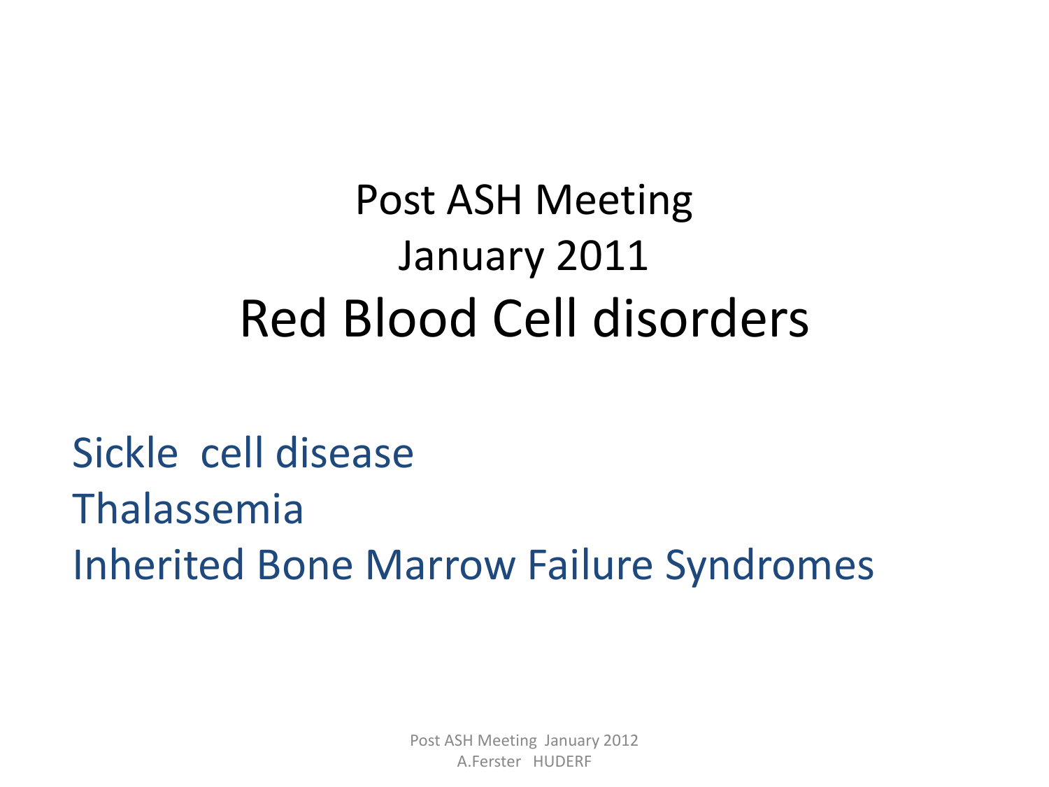# Post ASH Meeting
# January 2011
# Red Blood Cell disorders

Sickle cell disease
Thalassemia
Inherited Bone Marrow Failure Syndromes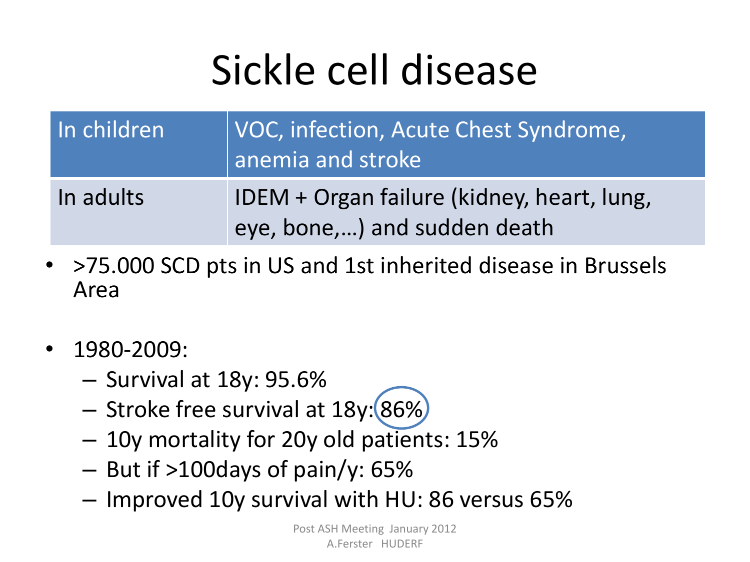# Sickle cell disease

| In children | VOC, infection, Acute Chest Syndrome, anemia and stroke |
|---|---|
| In adults | IDEM + Organ failure (kidney, heart, lung, eye, bone,…) and sudden death |

- >75.000 SCD pts in US and 1st inherited disease in Brussels Area

- 1980-2009:
  - Survival at 18y: 95.6%
  - Stroke free survival at 18y: 86%
  - 10y mortality for 20y old patients: 15%
  - But if >100days of pain/y: 65%
  - Improved 10y survival with HU: 86 versus 65%

Post ASH Meeting January 2012
A.Ferster HUDERF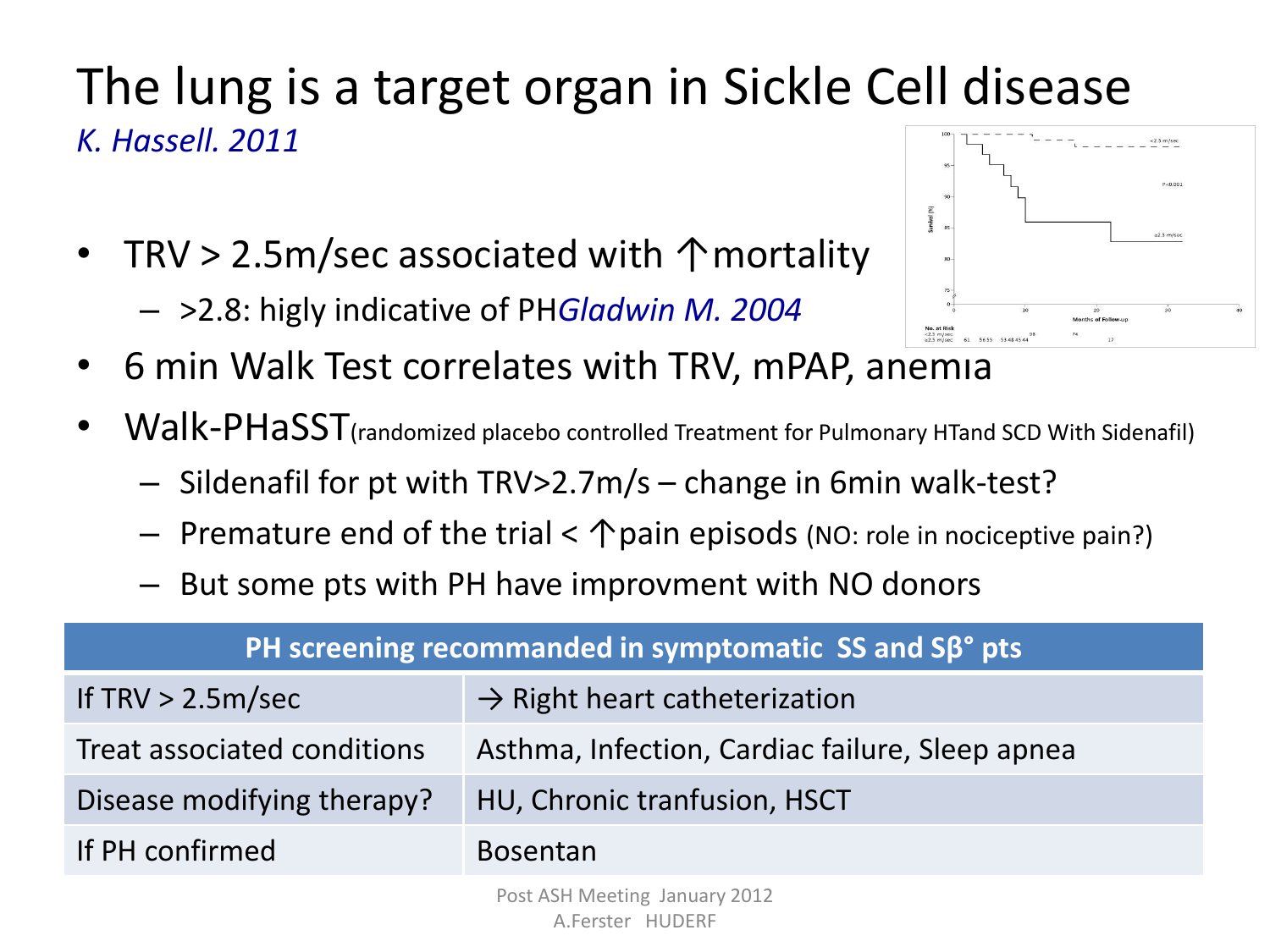# The lung is a target organ in Sickle Cell disease

*K. Hassell. 2011*

- TRV > 2.5m/sec associated with ↑mortality
  - >2.8: higly indicative of PH *Gladwin M. 2004*
- 6 min Walk Test correlates with TRV, mPAP, anemia
- Walk-PHaSST (randomized placebo controlled Treatment for Pulmonary HTand SCD With Sidenafil)
  - Sildenafil for pt with TRV>2.7m/s – change in 6min walk-test?
  - Premature end of the trial < ↑pain episods (NO: role in nociceptive pain?)
  - But some pts with PH have improvment with NO donors

| PH screening recommanded in symptomatic SS and Sβ° pts | |
|---|---|
| If TRV > 2.5m/sec | → Right heart catheterization |
| Treat associated conditions | Asthma, Infection, Cardiac failure, Sleep apnea |
| Disease modifying therapy? | HU, Chronic tranfusion, HSCT |
| If PH confirmed | Bosentan |

Post ASH Meeting January 2012
A.Ferster HUDERF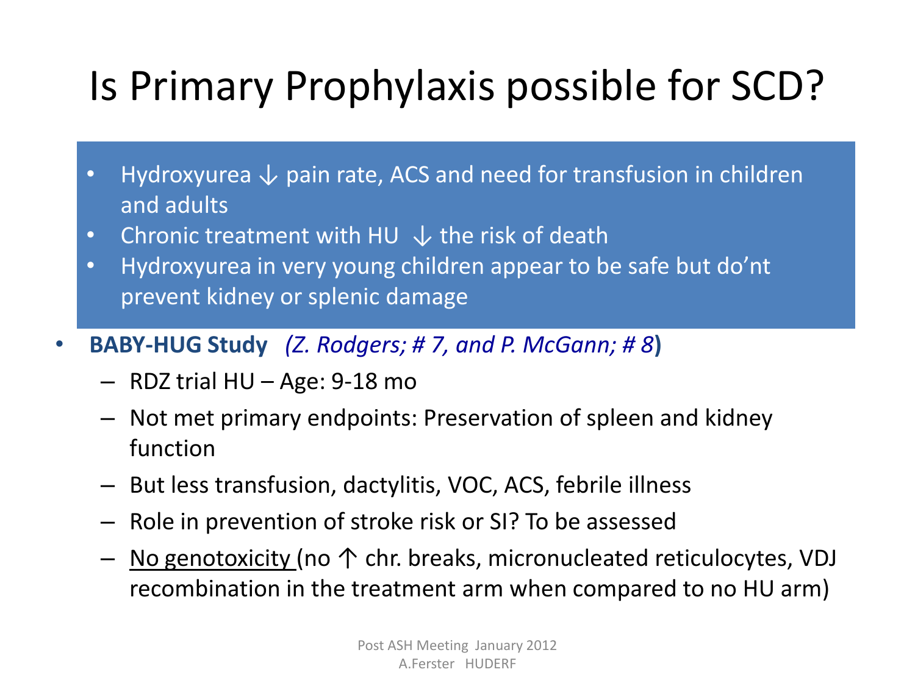# Is Primary Prophylaxis possible for SCD?

- Hydroxyurea ↓ pain rate, ACS and need for transfusion in children and adults
- Chronic treatment with HU ↓ the risk of death
- Hydroxyurea in very young children appear to be safe but do'nt prevent kidney or splenic damage

- **BABY-HUG Study** *(Z. Rodgers; # 7, and P. McGann; # 8*)
  - RDZ trial HU – Age: 9-18 mo
  - Not met primary endpoints: Preservation of spleen and kidney function
  - But less transfusion, dactylitis, VOC, ACS, febrile illness
  - Role in prevention of stroke risk or SI? To be assessed
  - <u>No genotoxicity </u>(no ↑ chr. breaks, micronucleated reticulocytes, VDJ recombination in the treatment arm when compared to no HU arm)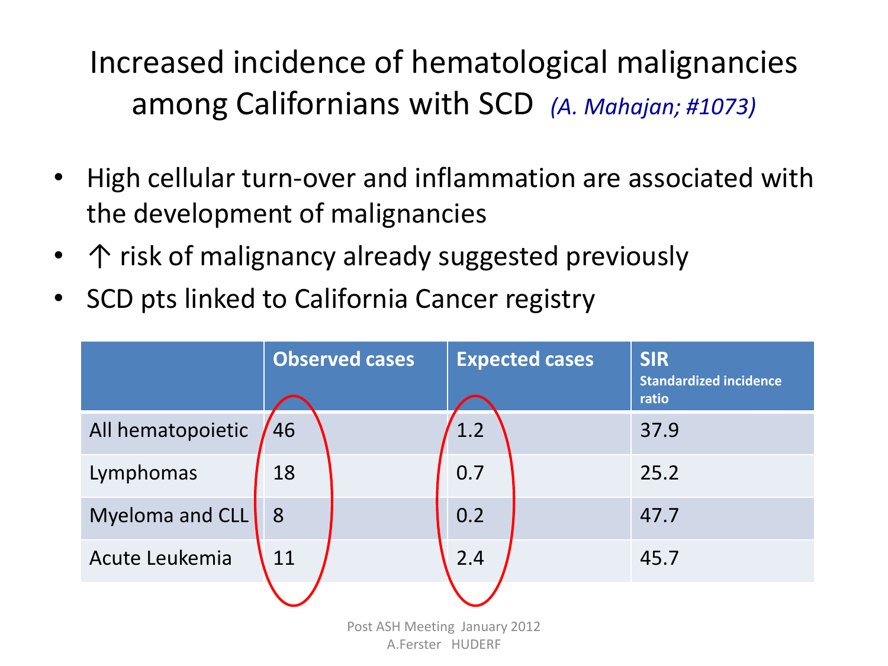# Increased incidence of hematological malignancies among Californians with SCD *(A. Mahajan; #1073)*

- High cellular turn-over and inflammation are associated with the development of malignancies
- ↑ risk of malignancy already suggested previously
- SCD pts linked to California Cancer registry

| | Observed cases | Expected cases | SIR Standardized incidence ratio |
|---|---|---|---|
| All hematopoietic | 46 | 1.2 | 37.9 |
| Lymphomas | 18 | 0.7 | 25.2 |
| Myeloma and CLL | 8 | 0.2 | 47.7 |
| Acute Leukemia | 11 | 2.4 | 45.7 |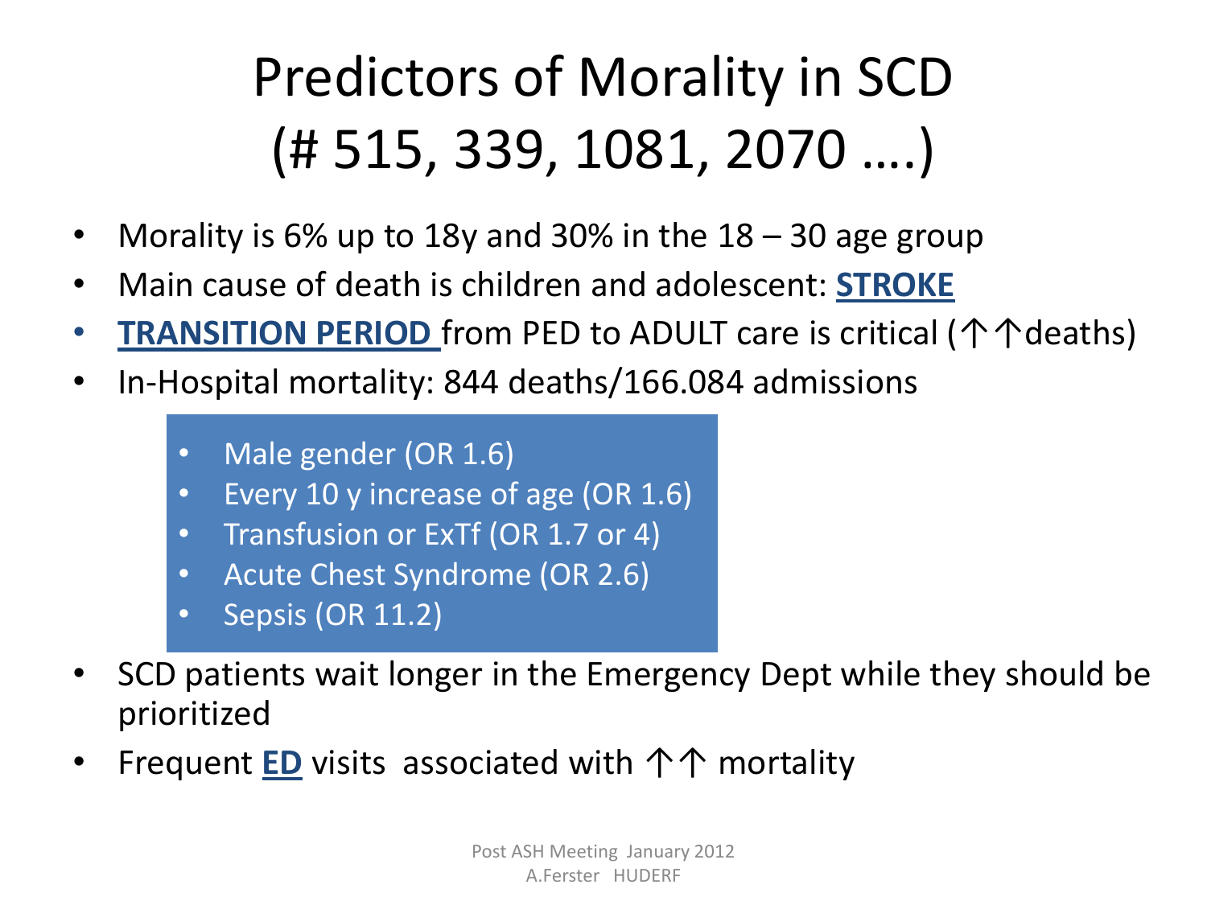# Predictors of Morality in SCD (# 515, 339, 1081, 2070 ….)

- Morality is 6% up to 18y and 30% in the 18 – 30 age group
- Main cause of death is children and adolescent: **STROKE**
- **TRANSITION PERIOD** from PED to ADULT care is critical (↑↑deaths)
- In-Hospital mortality: 844 deaths/166.084 admissions
  - Male gender (OR 1.6)
  - Every 10 y increase of age (OR 1.6)
  - Transfusion or ExTf (OR 1.7 or 4)
  - Acute Chest Syndrome (OR 2.6)
  - Sepsis (OR 11.2)
- SCD patients wait longer in the Emergency Dept while they should be prioritized
- Frequent **ED** visits associated with ↑↑ mortality

Post ASH Meeting January 2012
A.Ferster HUDERF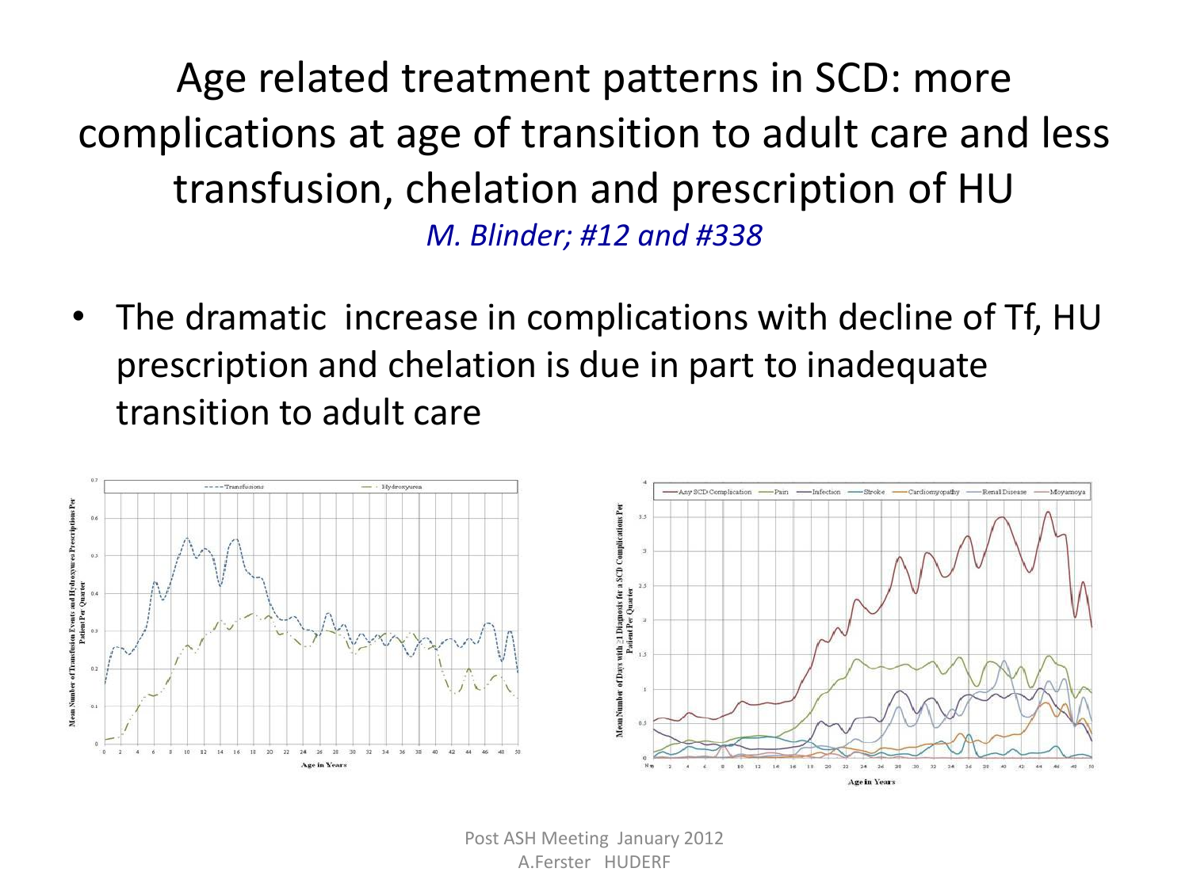# Age related treatment patterns in SCD: more complications at age of transition to adult care and less transfusion, chelation and prescription of HU

*M. Blinder; #12 and #338*

- The dramatic increase in complications with decline of Tf, HU prescription and chelation is due in part to inadequate transition to adult care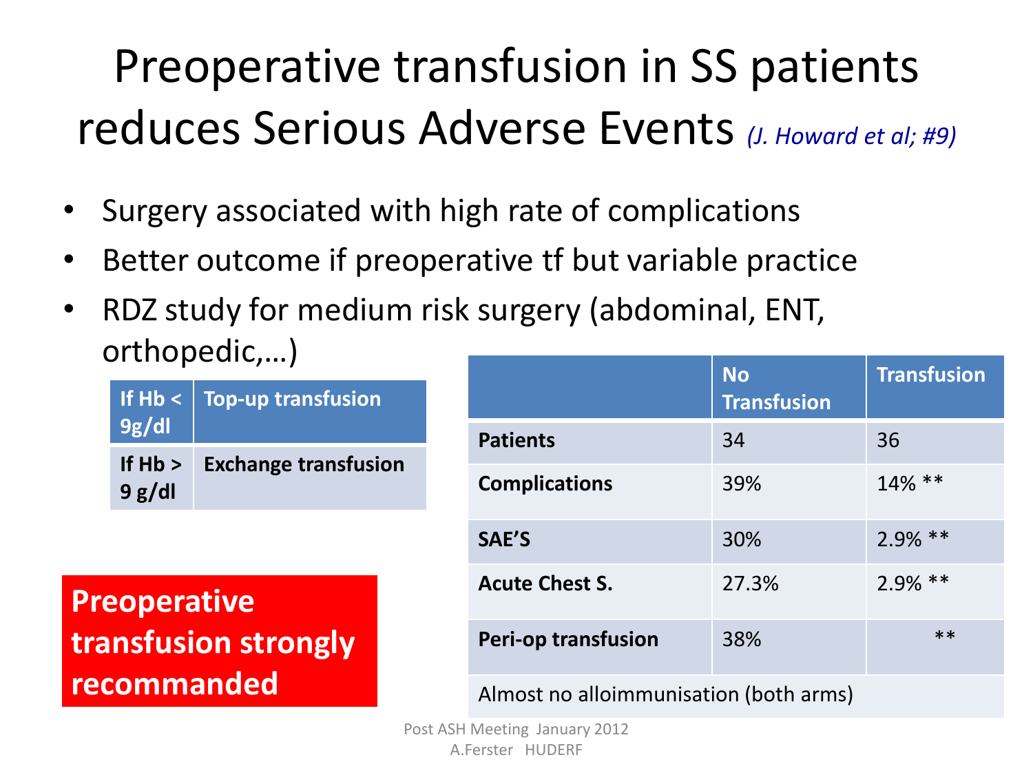# Preoperative transfusion in SS patients reduces Serious Adverse Events *(J. Howard et al; #9)*

- Surgery associated with high rate of complications
- Better outcome if preoperative tf but variable practice
- RDZ study for medium risk surgery (abdominal, ENT, orthopedic,…)

| If Hb < 9g/dl | Top-up transfusion |
|---|---|
| **If Hb > 9 g/dl** | **Exchange transfusion** |

| | No Transfusion | Transfusion |
|---|---|---|
| **Patients** | 34 | 36 |
| **Complications** | 39% | 14% ** |
| **SAE'S** | 30% | 2.9% ** |
| **Acute Chest S.** | 27.3% | 2.9% ** |
| **Peri-op transfusion** | 38% | ** |
| Almost no alloimmunisation (both arms) | | |

**Preoperative transfusion strongly recommanded**

Post ASH Meeting January 2012
A.Ferster HUDERF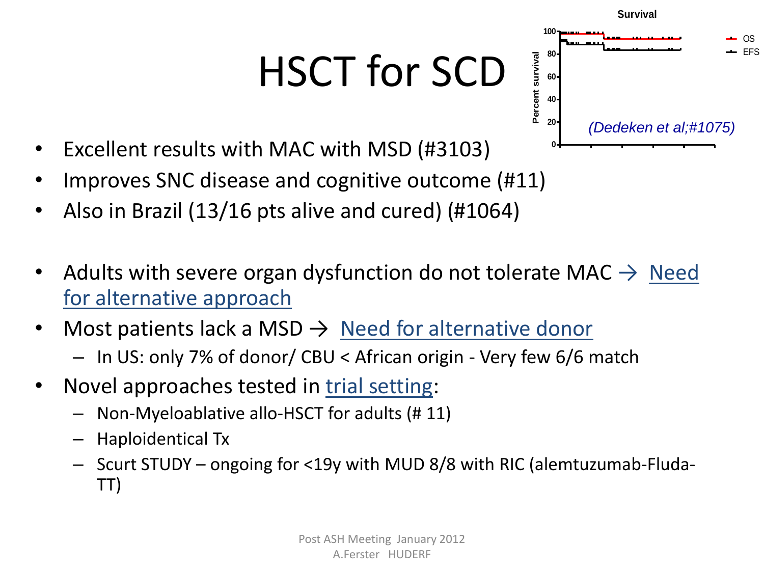# HSCT for SCD

Survival

Percent survival

OS
EFS

*(Dedeken et al;#1075)*

- Excellent results with MAC with MSD (#3103)
- Improves SNC disease and cognitive outcome (#11)
- Also in Brazil (13/16 pts alive and cured) (#1064)

- Adults with severe organ dysfunction do not tolerate MAC → Need for alternative approach
- Most patients lack a MSD → Need for alternative donor
  - In US: only 7% of donor/ CBU < African origin - Very few 6/6 match
- Novel approaches tested in trial setting:
  - Non-Myeloablative allo-HSCT for adults (# 11)
  - Haploidentical Tx
  - Scurt STUDY – ongoing for <19y with MUD 8/8 with RIC (alemtuzumab-Fluda-TT)

Post ASH Meeting January 2012
A.Ferster HUDERF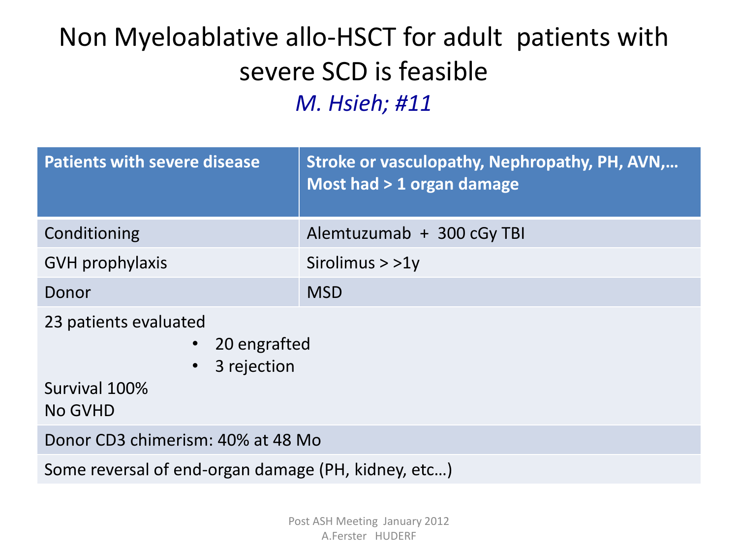# Non Myeloablative allo-HSCT for adult patients with severe SCD is feasible

*M. Hsieh; #11*

| Patients with severe disease | Stroke or vasculopathy, Nephropathy, PH, AVN,… Most had > 1 organ damage |
|---|---|
| Conditioning | Alemtuzumab + 300 cGy TBI |
| GVH prophylaxis | Sirolimus > >1y |
| Donor | MSD |
| 23 patients evaluated<br>• 20 engrafted<br>• 3 rejection<br>Survival 100%<br>No GVHD | |
| Donor CD3 chimerism: 40% at 48 Mo | |
| Some reversal of end-organ damage (PH, kidney, etc…) | |

Post ASH Meeting January 2012
A.Ferster HUDERF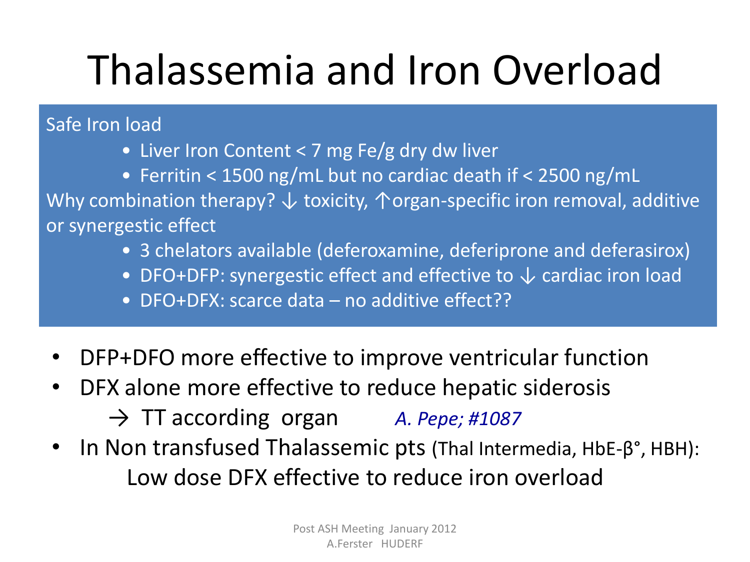# Thalassemia and Iron Overload

Safe Iron load

- Liver Iron Content < 7 mg Fe/g dry dw liver
- Ferritin < 1500 ng/mL but no cardiac death if < 2500 ng/mL

Why combination therapy? ↓ toxicity, ↑organ-specific iron removal, additive or synergestic effect

- 3 chelators available (deferoxamine, deferiprone and deferasirox)
- DFO+DFP: synergestic effect and effective to ↓ cardiac iron load
- DFO+DFX: scarce data – no additive effect??

- DFP+DFO more effective to improve ventricular function
- DFX alone more effective to reduce hepatic siderosis
  - → TT according organ *A. Pepe; #1087*
- In Non transfused Thalassemic pts (Thal Intermedia, HbE-β°, HBH):
  Low dose DFX effective to reduce iron overload

Post ASH Meeting January 2012
A.Ferster HUDERF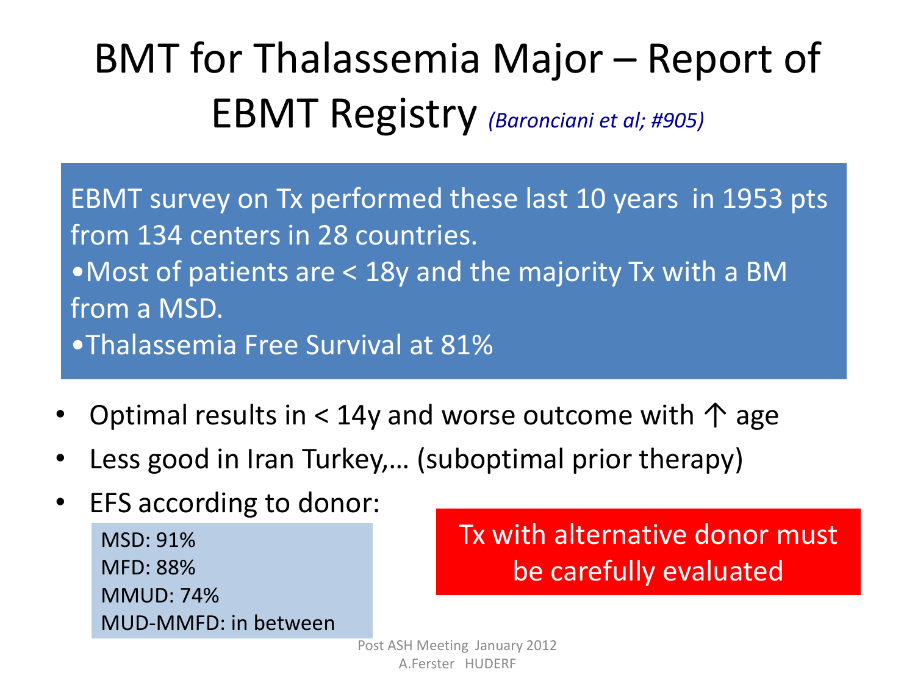# BMT for Thalassemia Major – Report of EBMT Registry *(Baronciani et al; #905)*

EBMT survey on Tx performed these last 10 years in 1953 pts from 134 centers in 28 countries.

- Most of patients are < 18y and the majority Tx with a BM from a MSD.
- Thalassemia Free Survival at 81%

- Optimal results in < 14y and worse outcome with ↑ age
- Less good in Iran Turkey,… (suboptimal prior therapy)
- EFS according to donor:

MSD: 91%
MFD: 88%
MMUD: 74%
MUD-MMFD: in between

**Tx with alternative donor must be carefully evaluated**

Post ASH Meeting January 2012
A.Ferster HUDERF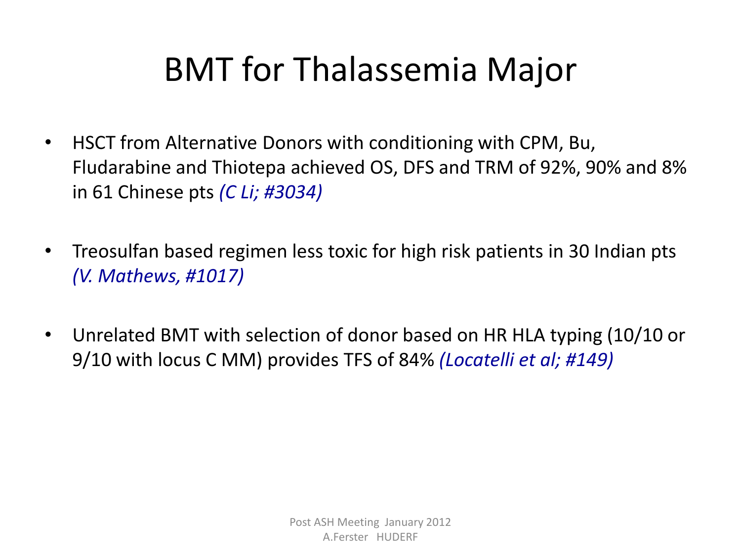# BMT for Thalassemia Major

- HSCT from Alternative Donors with conditioning with CPM, Bu, Fludarabine and Thiotepa achieved OS, DFS and TRM of 92%, 90% and 8% in 61 Chinese pts *(C Li; #3034)*

- Treosulfan based regimen less toxic for high risk patients in 30 Indian pts *(V. Mathews, #1017)*

- Unrelated BMT with selection of donor based on HR HLA typing (10/10 or 9/10 with locus C MM) provides TFS of 84% *(Locatelli et al; #149)*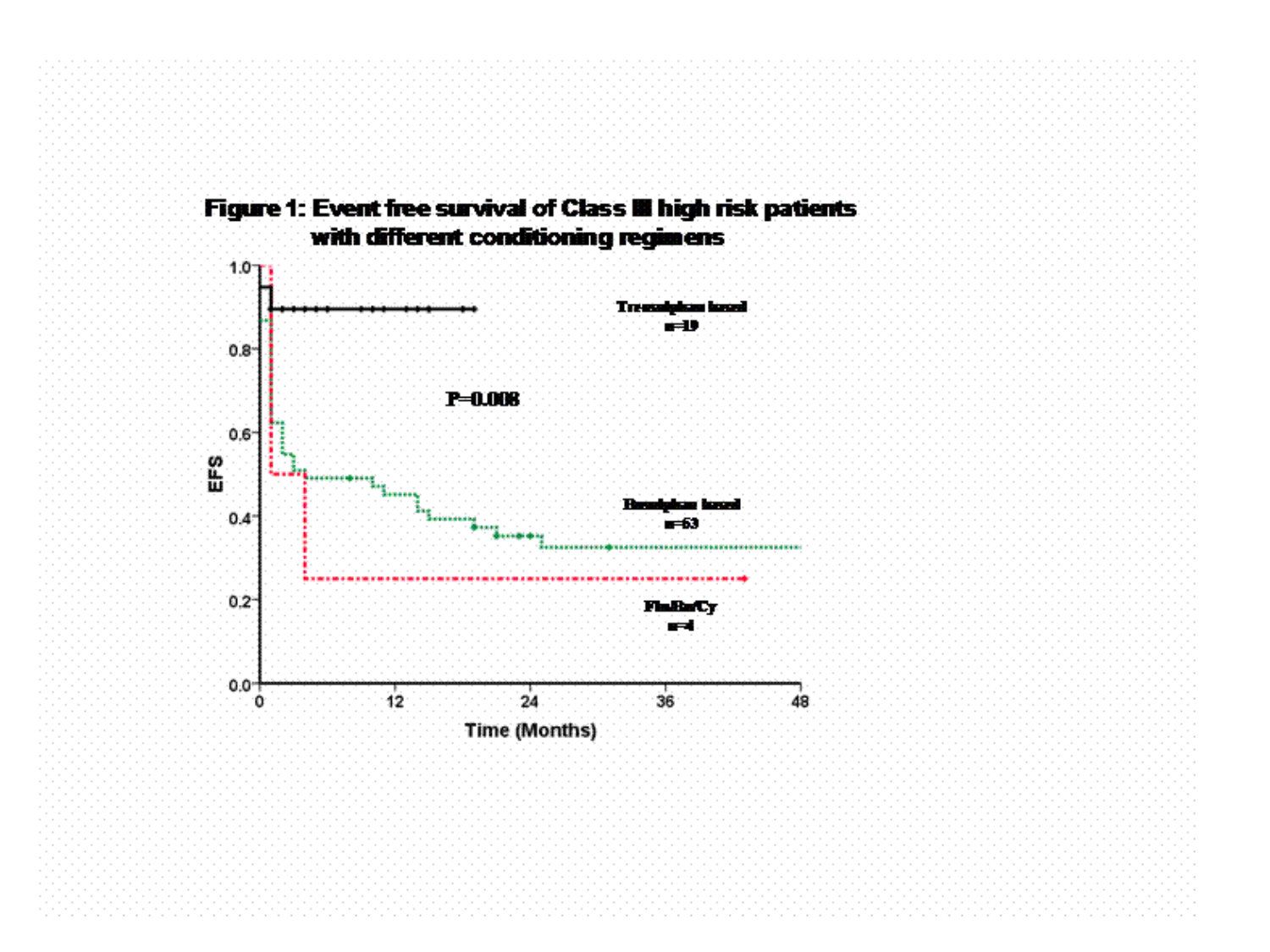**Figure 1: Event free survival of Class III high risk patients with different conditioning regimens**

EFS

1.0
0.8
0.6
0.4
0.2
0.0

0 12 24 36 48

Time (Months)

Treosulphan based
n=19

P=0.008

Busulphan based
n=63

FluBu/Cy
n=4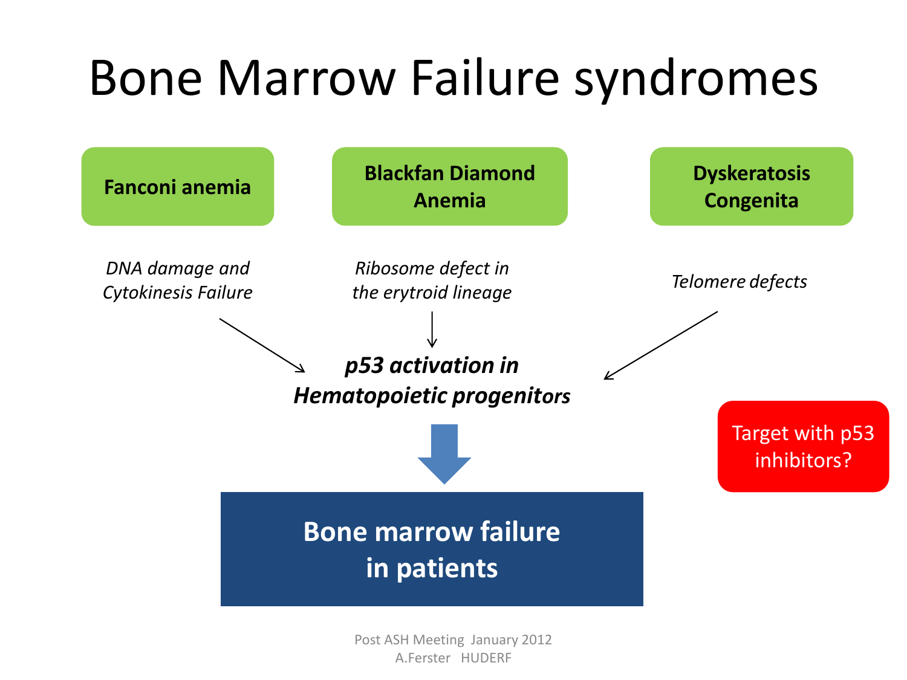# Bone Marrow Failure syndromes

**Fanconi anemia**

*DNA damage and Cytokinesis Failure*

**Blackfan Diamond Anemia**

*Ribosome defect in the erytroid lineage*

**Dyskeratosis Congenita**

*Telomere defects*

***p53 activation in Hematopoietic progenitors***

**Bone marrow failure in patients**

Target with p53 inhibitors?

Post ASH Meeting January 2012
A.Ferster HUDERF